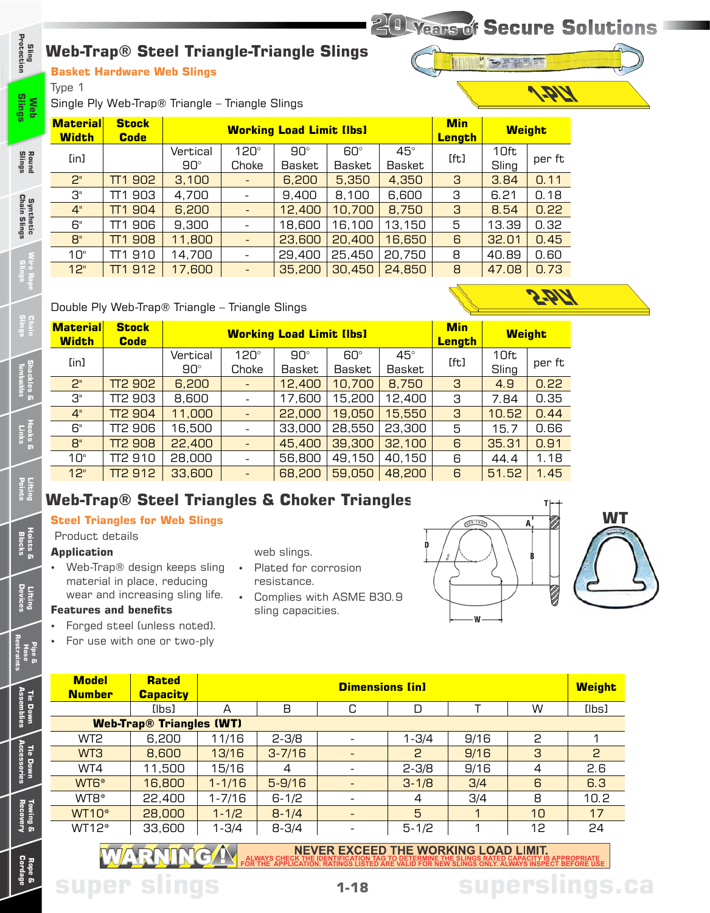# Web-Trap® Steel Triangle-Triangle Slings

## Basket Hardware Web Slings

Type 1

Single Ply Web-Trap® Triangle – Triangle Slings

| Material Width | Stock Code | Working Load Limit [lbs] | | | | | Min Length | Weight | |
|---|---|---|---|---|---|---|---|---|---|
| [in] | | Vertical 90° | 120° Choke | 90° Basket | 60° Basket | 45° Basket | [ft] | 10ft Sling | per ft |
| 2" | TT1 902 | 3,100 | - | 6,200 | 5,350 | 4,350 | 3 | 3.84 | 0.11 |
| 3" | TT1 903 | 4,700 | - | 9,400 | 8,100 | 6,600 | 3 | 6.21 | 0.18 |
| 4" | TT1 904 | 6,200 | - | 12,400 | 10,700 | 8,750 | 3 | 8.54 | 0.22 |
| 6" | TT1 906 | 9,300 | - | 18,600 | 16,100 | 13,150 | 5 | 13.39 | 0.32 |
| 8" | TT1 908 | 11,800 | - | 23,600 | 20,400 | 16,650 | 6 | 32.01 | 0.45 |
| 10" | TT1 910 | 14,700 | - | 29,400 | 25,450 | 20,750 | 8 | 40.89 | 0.60 |
| 12" | TT1 912 | 17,600 | - | 35,200 | 30,450 | 24,850 | 8 | 47.08 | 0.73 |

Double Ply Web-Trap® Triangle – Triangle Slings

| Material Width | Stock Code | Working Load Limit [lbs] | | | | | Min Length | Weight | |
|---|---|---|---|---|---|---|---|---|---|
| [in] | | Vertical 90° | 120° Choke | 90° Basket | 60° Basket | 45° Basket | [ft] | 10ft Sling | per ft |
| 2" | TT2 902 | 6,200 | - | 12,400 | 10,700 | 8,750 | 3 | 4.9 | 0.22 |
| 3" | TT2 903 | 8,600 | - | 17,600 | 15,200 | 12,400 | 3 | 7.84 | 0.35 |
| 4" | TT2 904 | 11,000 | - | 22,000 | 19,050 | 15,550 | 3 | 10.52 | 0.44 |
| 6" | TT2 906 | 16,500 | - | 33,000 | 28,550 | 23,300 | 5 | 15.7 | 0.66 |
| 8" | TT2 908 | 22,400 | - | 45,400 | 39,300 | 32,100 | 6 | 35.31 | 0.91 |
| 10" | TT2 910 | 28,000 | - | 56,800 | 49,150 | 40,150 | 6 | 44.4 | 1.18 |
| 12" | TT2 912 | 33,600 | - | 68,200 | 59,050 | 48,200 | 6 | 51.52 | 1.45 |

# Web-Trap® Steel Triangles & Choker Triangles

## Steel Triangles for Web Slings

Product details

**Application**

- Web-Trap® design keeps sling material in place, reducing wear and increasing sling life.

**Features and benefits**

- Forged steel (unless noted).
- For use with one or two-ply web slings.
- Plated for corrosion resistance.
- Complies with ASME B30.9 sling capacities.

WT

| Model Number | Rated Capacity | Dimensions [in] | | | | | | Weight |
|---|---|---|---|---|---|---|---|---|
| | [lbs] | A | B | C | D | T | W | [lbs] |
| **Web-Trap® Triangles (WT)** | | | | | | | | |
| WT2 | 6,200 | 11/16 | 2-3/8 | - | 1-3/4 | 9/16 | 2 | 1 |
| WT3 | 8,600 | 13/16 | 3-7/16 | - | 2 | 9/16 | 3 | 2 |
| WT4 | 11,500 | 15/16 | 4 | - | 2-3/8 | 9/16 | 4 | 2.6 |
| WT6* | 16,800 | 1-1/16 | 5-9/16 | - | 3-1/8 | 3/4 | 6 | 6.3 |
| WT8* | 22,400 | 1-7/16 | 6-1/2 | - | 4 | 3/4 | 8 | 10.2 |
| WT10* | 28,000 | 1-1/2 | 8-1/4 | - | 5 | 1 | 10 | 17 |
| WT12* | 33,600 | 1-3/4 | 8-3/4 | - | 5-1/2 | 1 | 12 | 24 |

WARNING! NEVER EXCEED THE WORKING LOAD LIMIT. ALWAYS CHECK THE IDENTIFICATION TAG TO DETERMINE THE SLINGS RATED CAPACITY IS APPROPRIATE FOR THE APPLICATION. RATINGS LISTED ARE VALID FOR NEW SLINGS ONLY. ALWAYS INSPECT BEFORE USE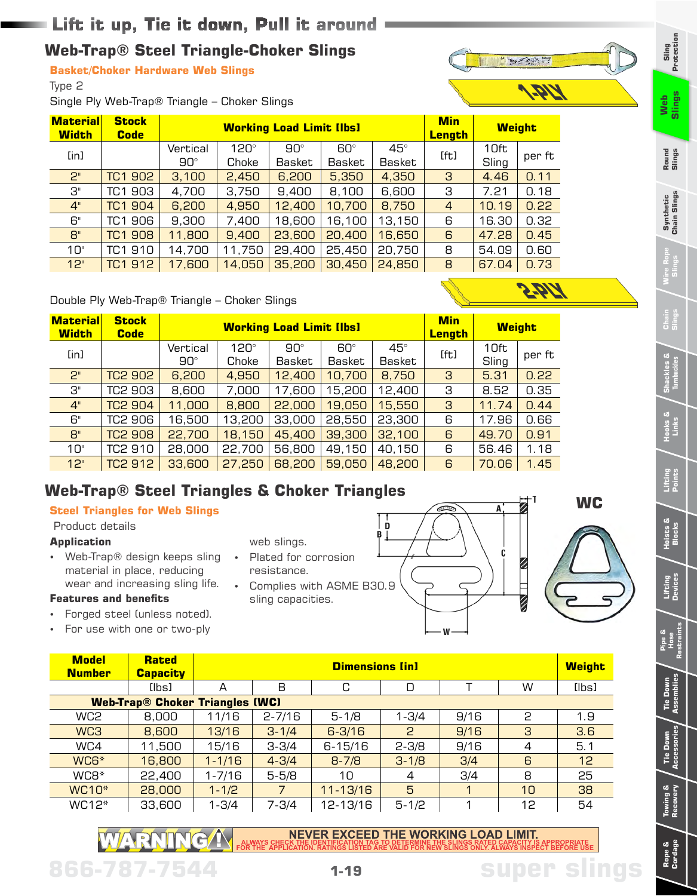# Lift it up, Tie it down, Pull it around

## Web-Trap® Steel Triangle-Choker Slings

### Basket/Choker Hardware Web Slings

Type 2

Single Ply Web-Trap® Triangle – Choker Slings

| Material Width | Stock Code | Working Load Limit [lbs] | | | | | Min Length | Weight | |
|---|---|---|---|---|---|---|---|---|---|
| [in] | | Vertical 90° | 120° Choke | 90° Basket | 60° Basket | 45° Basket | [ft] | 10ft Sling | per ft |
| 2" | TC1 902 | 3,100 | 2,450 | 6,200 | 5,350 | 4,350 | 3 | 4.46 | 0.11 |
| 3" | TC1 903 | 4,700 | 3,750 | 9,400 | 8,100 | 6,600 | 3 | 7.21 | 0.18 |
| 4" | TC1 904 | 6,200 | 4,950 | 12,400 | 10,700 | 8,750 | 4 | 10.19 | 0.22 |
| 6" | TC1 906 | 9,300 | 7,400 | 18,600 | 16,100 | 13,150 | 6 | 16.30 | 0.32 |
| 8" | TC1 908 | 11,800 | 9,400 | 23,600 | 20,400 | 16,650 | 6 | 47.28 | 0.45 |
| 10" | TC1 910 | 14,700 | 11,750 | 29,400 | 25,450 | 20,750 | 8 | 54.09 | 0.60 |
| 12" | TC1 912 | 17,600 | 14,050 | 35,200 | 30,450 | 24,850 | 8 | 67.04 | 0.73 |

Double Ply Web-Trap® Triangle – Choker Slings

| Material Width | Stock Code | Working Load Limit [lbs] | | | | | Min Length | Weight | |
|---|---|---|---|---|---|---|---|---|---|
| [in] | | Vertical 90° | 120° Choke | 90° Basket | 60° Basket | 45° Basket | [ft] | 10ft Sling | per ft |
| 2" | TC2 902 | 6,200 | 4,950 | 12,400 | 10,700 | 8,750 | 3 | 5.31 | 0.22 |
| 3" | TC2 903 | 8,600 | 7,000 | 17,600 | 15,200 | 12,400 | 3 | 8.52 | 0.35 |
| 4" | TC2 904 | 11,000 | 8,800 | 22,000 | 19,050 | 15,550 | 3 | 11.74 | 0.44 |
| 6" | TC2 906 | 16,500 | 13,200 | 33,000 | 28,550 | 23,300 | 6 | 17.96 | 0.66 |
| 8" | TC2 908 | 22,700 | 18,150 | 45,400 | 39,300 | 32,100 | 6 | 49.70 | 0.91 |
| 10" | TC2 910 | 28,000 | 22,700 | 56,800 | 49,150 | 40,150 | 6 | 56.46 | 1.18 |
| 12" | TC2 912 | 33,600 | 27,250 | 68,200 | 59,050 | 48,200 | 6 | 70.06 | 1.45 |

## Web-Trap® Steel Triangles & Choker Triangles

### Steel Triangles for Web Slings

Product details

**Application**

- Web-Trap® design keeps sling material in place, reducing wear and increasing sling life.

**Features and benefits**

- Forged steel (unless noted).
- For use with one or two-ply web slings.
- Plated for corrosion resistance.
- Complies with ASME B30.9 sling capacities.

WC

| Model Number | Rated Capacity | Dimensions [in] | | | | | | Weight |
|---|---|---|---|---|---|---|---|---|
| | [lbs] | A | B | C | D | T | W | [lbs] |
| **Web-Trap® Choker Triangles (WC)** | | | | | | | | |
| WC2 | 8,000 | 11/16 | 2-7/16 | 5-1/8 | 1-3/4 | 9/16 | 2 | 1.9 |
| WC3 | 8,600 | 13/16 | 3-1/4 | 6-3/16 | 2 | 9/16 | 3 | 3.6 |
| WC4 | 11,500 | 15/16 | 3-3/4 | 6-15/16 | 2-3/8 | 9/16 | 4 | 5.1 |
| WC6* | 16,800 | 1-1/16 | 4-3/4 | 8-7/8 | 3-1/8 | 3/4 | 6 | 12 |
| WC8* | 22,400 | 1-7/16 | 5-5/8 | 10 | 4 | 3/4 | 8 | 25 |
| WC10* | 28,000 | 1-1/2 | 7 | 11-13/16 | 5 | 1 | 10 | 38 |
| WC12* | 33,600 | 1-3/4 | 7-3/4 | 12-13/16 | 5-1/2 | 1 | 12 | 54 |

**WARNING!** NEVER EXCEED THE WORKING LOAD LIMIT. ALWAYS CHECK THE IDENTIFICATION TAG TO DETERMINE THE SLINGS RATED CAPACITY IS APPROPRIATE FOR THE APPLICATION. RATINGS LISTED ARE VALID FOR NEW SLINGS ONLY. ALWAYS INSPECT BEFORE USE